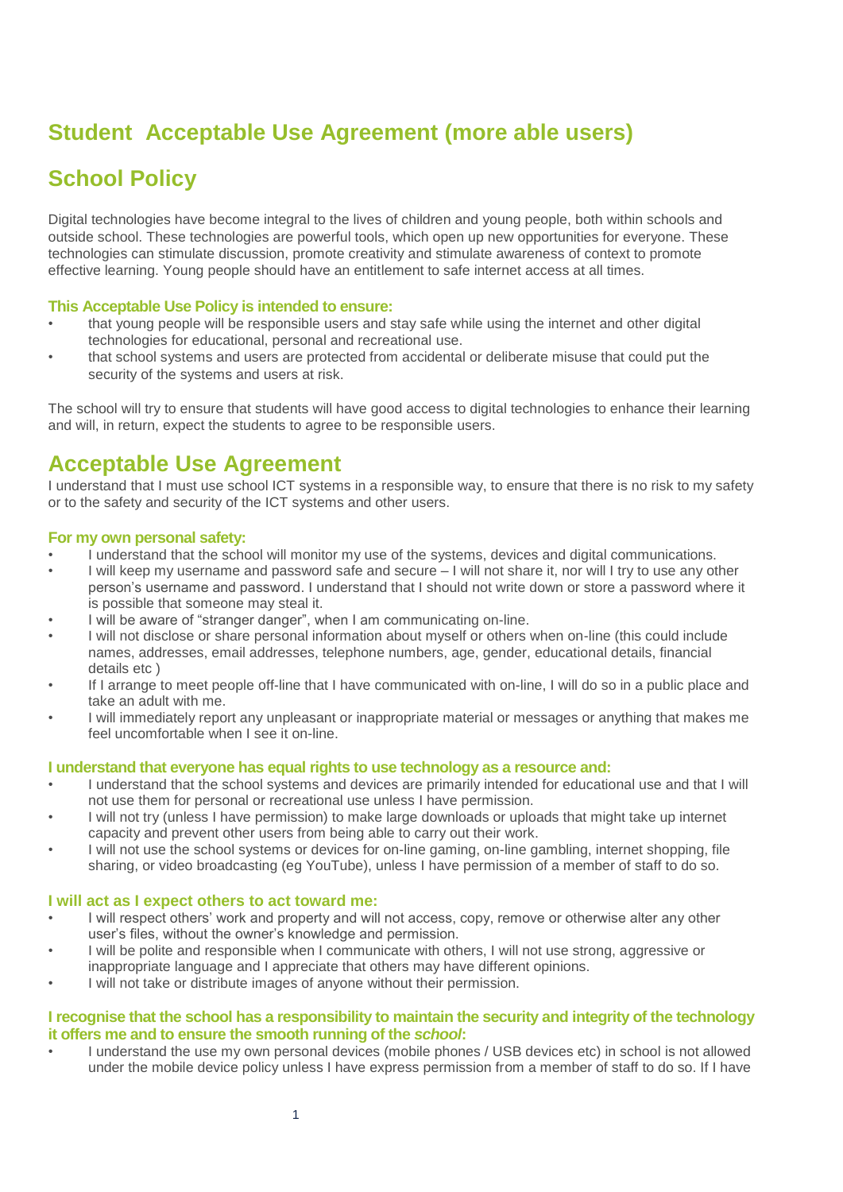# Student Acceptable Use Agreement (more able users)

# School Policy

Digital technologies have become integral to the lives of children and young people, both within schools and outside school. These technologies are powerful tools, which open up new opportunities for everyone. These technologies can stimulate discussion, promote creativity and stimulate awareness of context to promote effective learning. Young people should have an entitlement to safe internet access at all times.

### This Acceptable Use Policy is intended to ensure:

- that young people will be responsible users and stay safe while using the internet and other digital technologies for educational, personal and recreational use.
- that school systems and users are protected from accidental or deliberate misuse that could put the security of the systems and users at risk.

The school will try to ensure that students will have good access to digital technologies to enhance their learning and will, in return, expect the students to agree to be responsible users.

# Acceptable Use Agreement

I understand that I must use school ICT systems in a responsible way, to ensure that there is no risk to my safety or to the safety and security of the ICT systems and other users.

### For my own personal safety:

- I understand that the school will monitor my use of the systems, devices and digital communications.
- I will keep my username and password safe and secure – I will not share it, nor will I try to use any other person's username and password. I understand that I should not write down or store a password where it is possible that someone may steal it.
- I will be aware of "stranger danger", when I am communicating on-line.
- I will not disclose or share personal information about myself or others when on-line (this could include names, addresses, email addresses, telephone numbers, age, gender, educational details, financial details etc )
- If I arrange to meet people off-line that I have communicated with on-line, I will do so in a public place and take an adult with me.
- I will immediately report any unpleasant or inappropriate material or messages or anything that makes me feel uncomfortable when I see it on-line.

### I understand that everyone has equal rights to use technology as a resource and:

- I understand that the school systems and devices are primarily intended for educational use and that I will not use them for personal or recreational use unless I have permission.
- I will not try (unless I have permission) to make large downloads or uploads that might take up internet capacity and prevent other users from being able to carry out their work.
- I will not use the school systems or devices for on-line gaming, on-line gambling, internet shopping, file sharing, or video broadcasting (eg YouTube), unless I have permission of a member of staff to do so.

### I will act as I expect others to act toward me:

- I will respect others' work and property and will not access, copy, remove or otherwise alter any other user's files, without the owner's knowledge and permission.
- I will be polite and responsible when I communicate with others, I will not use strong, aggressive or inappropriate language and I appreciate that others may have different opinions.
- I will not take or distribute images of anyone without their permission.

### I recognise that the school has a responsibility to maintain the security and integrity of the technology it offers me and to ensure the smooth running of the *school*:

- I understand the use my own personal devices (mobile phones / USB devices etc) in school is not allowed under the mobile device policy unless I have express permission from a member of staff to do so. If I have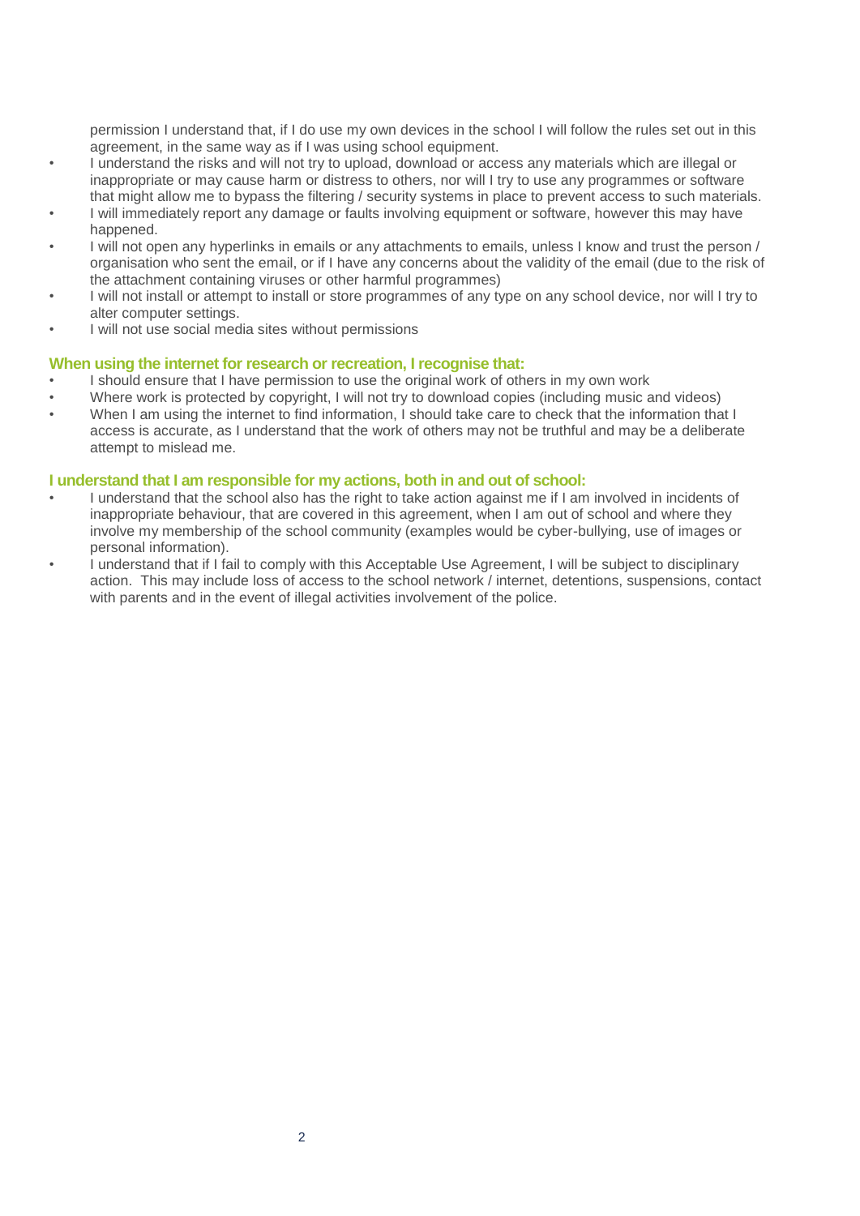permission I understand that, if I do use my own devices in the school I will follow the rules set out in this agreement, in the same way as if I was using school equipment.

- I understand the risks and will not try to upload, download or access any materials which are illegal or inappropriate or may cause harm or distress to others, nor will I try to use any programmes or software that might allow me to bypass the filtering / security systems in place to prevent access to such materials.
- I will immediately report any damage or faults involving equipment or software, however this may have happened.
- I will not open any hyperlinks in emails or any attachments to emails, unless I know and trust the person / organisation who sent the email, or if I have any concerns about the validity of the email (due to the risk of the attachment containing viruses or other harmful programmes)
- I will not install or attempt to install or store programmes of any type on any school device, nor will I try to alter computer settings.
- I will not use social media sites without permissions

### When using the internet for research or recreation, I recognise that:

- I should ensure that I have permission to use the original work of others in my own work
- Where work is protected by copyright, I will not try to download copies (including music and videos)
- When I am using the internet to find information, I should take care to check that the information that I access is accurate, as I understand that the work of others may not be truthful and may be a deliberate attempt to mislead me.

### I understand that I am responsible for my actions, both in and out of school:

- I understand that the school also has the right to take action against me if I am involved in incidents of inappropriate behaviour, that are covered in this agreement, when I am out of school and where they involve my membership of the school community (examples would be cyber-bullying, use of images or personal information).
- I understand that if I fail to comply with this Acceptable Use Agreement, I will be subject to disciplinary action. This may include loss of access to the school network / internet, detentions, suspensions, contact with parents and in the event of illegal activities involvement of the police.